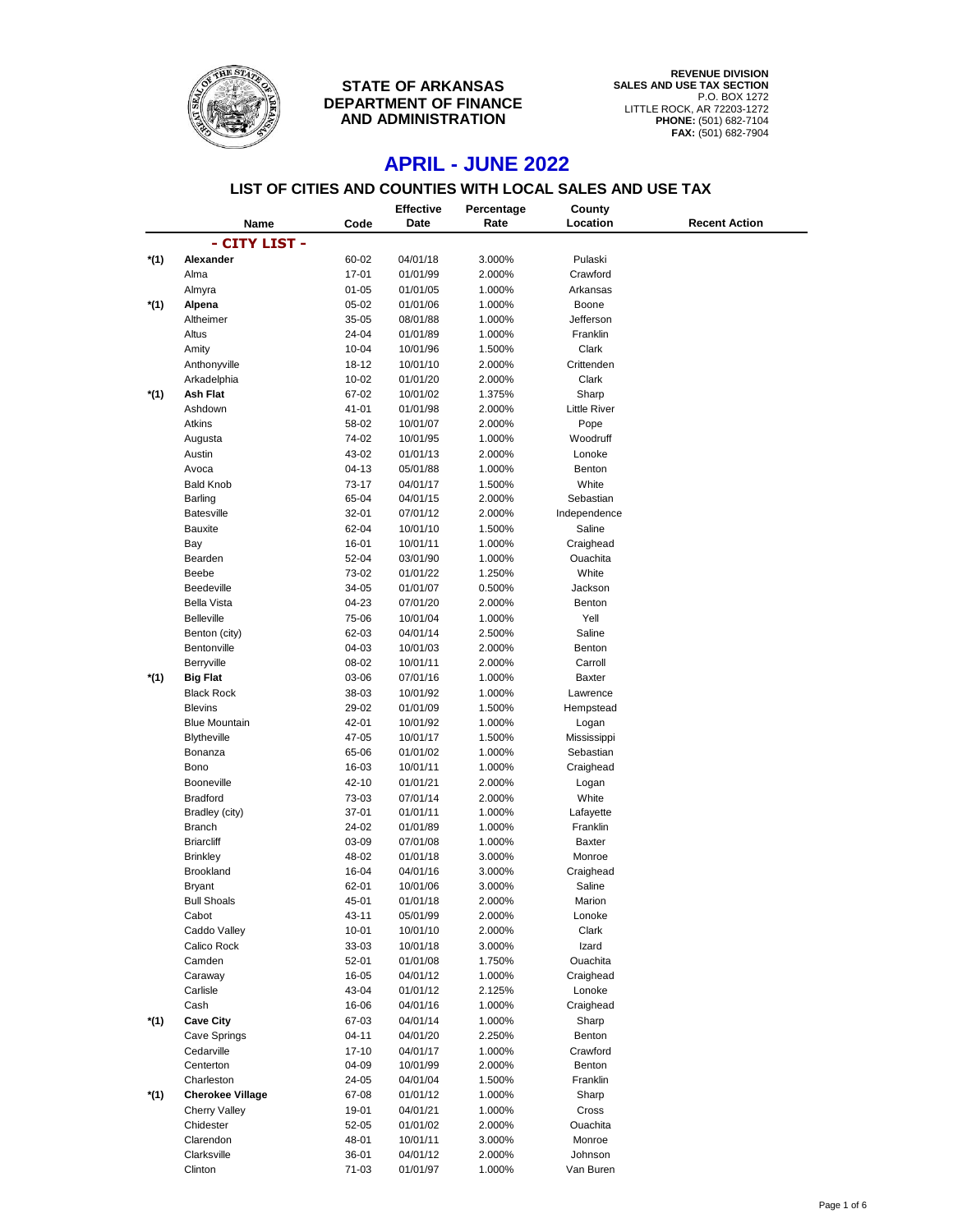**STATE OF ARKANSAS**
**DEPARTMENT OF FINANCE**
**AND ADMINISTRATION**

**REVENUE DIVISION**
**SALES AND USE TAX SECTION**
P.O. BOX 1272
LITTLE ROCK, AR 72203-1272
**PHONE:** (501) 682-7104
**FAX:** (501) 682-7904

# APRIL - JUNE 2022

## LIST OF CITIES AND COUNTIES WITH LOCAL SALES AND USE TAX

| | Name | Code | Effective Date | Percentage Rate | County Location | Recent Action |
|---|---|---|---|---|---|---|
| | **- CITY LIST -** | | | | | |
| *(1) | **Alexander** | 60-02 | 04/01/18 | 3.000% | Pulaski | |
| | Alma | 17-01 | 01/01/99 | 2.000% | Crawford | |
| | Almyra | 01-05 | 01/01/05 | 1.000% | Arkansas | |
| *(1) | **Alpena** | 05-02 | 01/01/06 | 1.000% | Boone | |
| | Altheimer | 35-05 | 08/01/88 | 1.000% | Jefferson | |
| | Altus | 24-04 | 01/01/89 | 1.000% | Franklin | |
| | Amity | 10-04 | 10/01/96 | 1.500% | Clark | |
| | Anthonyville | 18-12 | 10/01/10 | 2.000% | Crittenden | |
| | Arkadelphia | 10-02 | 01/01/20 | 2.000% | Clark | |
| *(1) | **Ash Flat** | 67-02 | 10/01/02 | 1.375% | Sharp | |
| | Ashdown | 41-01 | 01/01/98 | 2.000% | Little River | |
| | Atkins | 58-02 | 10/01/07 | 2.000% | Pope | |
| | Augusta | 74-02 | 10/01/95 | 1.000% | Woodruff | |
| | Austin | 43-02 | 01/01/13 | 2.000% | Lonoke | |
| | Avoca | 04-13 | 05/01/88 | 1.000% | Benton | |
| | Bald Knob | 73-17 | 04/01/17 | 1.500% | White | |
| | Barling | 65-04 | 04/01/15 | 2.000% | Sebastian | |
| | Batesville | 32-01 | 07/01/12 | 2.000% | Independence | |
| | Bauxite | 62-04 | 10/01/10 | 1.500% | Saline | |
| | Bay | 16-01 | 10/01/11 | 1.000% | Craighead | |
| | Bearden | 52-04 | 03/01/90 | 1.000% | Ouachita | |
| | Beebe | 73-02 | 01/01/22 | 1.250% | White | |
| | Beedeville | 34-05 | 01/01/07 | 0.500% | Jackson | |
| | Bella Vista | 04-23 | 07/01/20 | 2.000% | Benton | |
| | Belleville | 75-06 | 10/01/04 | 1.000% | Yell | |
| | Benton (city) | 62-03 | 04/01/14 | 2.500% | Saline | |
| | Bentonville | 04-03 | 10/01/03 | 2.000% | Benton | |
| | Berryville | 08-02 | 10/01/11 | 2.000% | Carroll | |
| *(1) | **Big Flat** | 03-06 | 07/01/16 | 1.000% | Baxter | |
| | Black Rock | 38-03 | 10/01/92 | 1.000% | Lawrence | |
| | Blevins | 29-02 | 01/01/09 | 1.500% | Hempstead | |
| | Blue Mountain | 42-01 | 10/01/92 | 1.000% | Logan | |
| | Blytheville | 47-05 | 10/01/17 | 1.500% | Mississippi | |
| | Bonanza | 65-06 | 01/01/02 | 1.000% | Sebastian | |
| | Bono | 16-03 | 10/01/11 | 1.000% | Craighead | |
| | Booneville | 42-10 | 01/01/21 | 2.000% | Logan | |
| | Bradford | 73-03 | 07/01/14 | 2.000% | White | |
| | Bradley (city) | 37-01 | 01/01/11 | 1.000% | Lafayette | |
| | Branch | 24-02 | 01/01/89 | 1.000% | Franklin | |
| | Briarcliff | 03-09 | 07/01/08 | 1.000% | Baxter | |
| | Brinkley | 48-02 | 01/01/18 | 3.000% | Monroe | |
| | Brookland | 16-04 | 04/01/16 | 3.000% | Craighead | |
| | Bryant | 62-01 | 10/01/06 | 3.000% | Saline | |
| | Bull Shoals | 45-01 | 01/01/18 | 2.000% | Marion | |
| | Cabot | 43-11 | 05/01/99 | 2.000% | Lonoke | |
| | Caddo Valley | 10-01 | 10/01/10 | 2.000% | Clark | |
| | Calico Rock | 33-03 | 10/01/18 | 3.000% | Izard | |
| | Camden | 52-01 | 01/01/08 | 1.750% | Ouachita | |
| | Caraway | 16-05 | 04/01/12 | 1.000% | Craighead | |
| | Carlisle | 43-04 | 01/01/12 | 2.125% | Lonoke | |
| | Cash | 16-06 | 04/01/16 | 1.000% | Craighead | |
| *(1) | **Cave City** | 67-03 | 04/01/14 | 1.000% | Sharp | |
| | Cave Springs | 04-11 | 04/01/20 | 2.250% | Benton | |
| | Cedarville | 17-10 | 04/01/17 | 1.000% | Crawford | |
| | Centerton | 04-09 | 10/01/99 | 2.000% | Benton | |
| | Charleston | 24-05 | 04/01/04 | 1.500% | Franklin | |
| *(1) | **Cherokee Village** | 67-08 | 01/01/12 | 1.000% | Sharp | |
| | Cherry Valley | 19-01 | 04/01/21 | 1.000% | Cross | |
| | Chidester | 52-05 | 01/01/02 | 2.000% | Ouachita | |
| | Clarendon | 48-01 | 10/01/11 | 3.000% | Monroe | |
| | Clarksville | 36-01 | 04/01/12 | 2.000% | Johnson | |
| | Clinton | 71-03 | 01/01/97 | 1.000% | Van Buren | |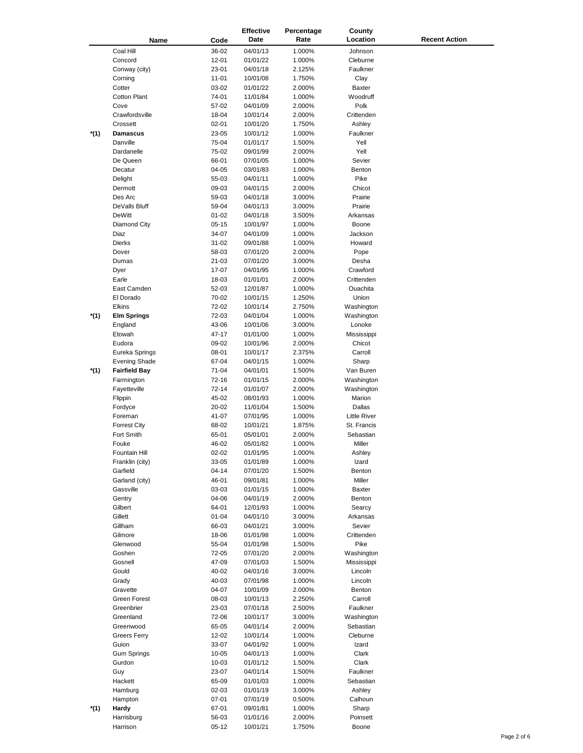| | Name | Code | Effective Date | Percentage Rate | County Location | Recent Action |
|---|---|---|---|---|---|---|
| | Coal Hill | 36-02 | 04/01/13 | 1.000% | Johnson | |
| | Concord | 12-01 | 01/01/22 | 1.000% | Cleburne | |
| | Conway (city) | 23-01 | 04/01/18 | 2.125% | Faulkner | |
| | Corning | 11-01 | 10/01/08 | 1.750% | Clay | |
| | Cotter | 03-02 | 01/01/22 | 2.000% | Baxter | |
| | Cotton Plant | 74-01 | 11/01/84 | 1.000% | Woodruff | |
| | Cove | 57-02 | 04/01/09 | 2.000% | Polk | |
| | Crawfordsville | 18-04 | 10/01/14 | 2.000% | Crittenden | |
| | Crossett | 02-01 | 10/01/20 | 1.750% | Ashley | |
| *(1) | **Damascus** | 23-05 | 10/01/12 | 1.000% | Faulkner | |
| | Danville | 75-04 | 01/01/17 | 1.500% | Yell | |
| | Dardanelle | 75-02 | 09/01/99 | 2.000% | Yell | |
| | De Queen | 66-01 | 07/01/05 | 1.000% | Sevier | |
| | Decatur | 04-05 | 03/01/83 | 1.000% | Benton | |
| | Delight | 55-03 | 04/01/11 | 1.000% | Pike | |
| | Dermott | 09-03 | 04/01/15 | 2.000% | Chicot | |
| | Des Arc | 59-03 | 04/01/18 | 3.000% | Prairie | |
| | DeValls Bluff | 59-04 | 04/01/13 | 3.000% | Prairie | |
| | DeWitt | 01-02 | 04/01/18 | 3.500% | Arkansas | |
| | Diamond City | 05-15 | 10/01/97 | 1.000% | Boone | |
| | Diaz | 34-07 | 04/01/09 | 1.000% | Jackson | |
| | Dierks | 31-02 | 09/01/88 | 1.000% | Howard | |
| | Dover | 58-03 | 07/01/20 | 2.000% | Pope | |
| | Dumas | 21-03 | 07/01/20 | 3.000% | Desha | |
| | Dyer | 17-07 | 04/01/95 | 1.000% | Crawford | |
| | Earle | 18-03 | 01/01/01 | 2.000% | Crittenden | |
| | East Camden | 52-03 | 12/01/87 | 1.000% | Ouachita | |
| | El Dorado | 70-02 | 10/01/15 | 1.250% | Union | |
| | Elkins | 72-02 | 10/01/14 | 2.750% | Washington | |
| *(1) | **Elm Springs** | 72-03 | 04/01/04 | 1.000% | Washington | |
| | England | 43-06 | 10/01/06 | 3.000% | Lonoke | |
| | Etowah | 47-17 | 01/01/00 | 1.000% | Mississippi | |
| | Eudora | 09-02 | 10/01/96 | 2.000% | Chicot | |
| | Eureka Springs | 08-01 | 10/01/17 | 2.375% | Carroll | |
| | Evening Shade | 67-04 | 04/01/15 | 1.000% | Sharp | |
| *(1) | **Fairfield Bay** | 71-04 | 04/01/01 | 1.500% | Van Buren | |
| | Farmington | 72-16 | 01/01/15 | 2.000% | Washington | |
| | Fayetteville | 72-14 | 01/01/07 | 2.000% | Washington | |
| | Flippin | 45-02 | 08/01/93 | 1.000% | Marion | |
| | Fordyce | 20-02 | 11/01/04 | 1.500% | Dallas | |
| | Foreman | 41-07 | 07/01/95 | 1.000% | Little River | |
| | Forrest City | 68-02 | 10/01/21 | 1.875% | St. Francis | |
| | Fort Smith | 65-01 | 05/01/01 | 2.000% | Sebastian | |
| | Fouke | 46-02 | 05/01/82 | 1.000% | Miller | |
| | Fountain Hill | 02-02 | 01/01/95 | 1.000% | Ashley | |
| | Franklin (city) | 33-05 | 01/01/89 | 1.000% | Izard | |
| | Garfield | 04-14 | 07/01/20 | 1.500% | Benton | |
| | Garland (city) | 46-01 | 09/01/81 | 1.000% | Miller | |
| | Gassville | 03-03 | 01/01/15 | 1.000% | Baxter | |
| | Gentry | 04-06 | 04/01/19 | 2.000% | Benton | |
| | Gilbert | 64-01 | 12/01/93 | 1.000% | Searcy | |
| | Gillett | 01-04 | 04/01/10 | 3.000% | Arkansas | |
| | Gillham | 66-03 | 04/01/21 | 3.000% | Sevier | |
| | Gilmore | 18-06 | 01/01/98 | 1.000% | Crittenden | |
| | Glenwood | 55-04 | 01/01/98 | 1.500% | Pike | |
| | Goshen | 72-05 | 07/01/20 | 2.000% | Washington | |
| | Gosnell | 47-09 | 07/01/03 | 1.500% | Mississippi | |
| | Gould | 40-02 | 04/01/16 | 3.000% | Lincoln | |
| | Grady | 40-03 | 07/01/98 | 1.000% | Lincoln | |
| | Gravette | 04-07 | 10/01/09 | 2.000% | Benton | |
| | Green Forest | 08-03 | 10/01/13 | 2.250% | Carroll | |
| | Greenbrier | 23-03 | 07/01/18 | 2.500% | Faulkner | |
| | Greenland | 72-06 | 10/01/17 | 3.000% | Washington | |
| | Greenwood | 65-05 | 04/01/14 | 2.000% | Sebastian | |
| | Greers Ferry | 12-02 | 10/01/14 | 1.000% | Cleburne | |
| | Guion | 33-07 | 04/01/92 | 1.000% | Izard | |
| | Gum Springs | 10-05 | 04/01/13 | 1.000% | Clark | |
| | Gurdon | 10-03 | 01/01/12 | 1.500% | Clark | |
| | Guy | 23-07 | 04/01/14 | 1.500% | Faulkner | |
| | Hackett | 65-09 | 01/01/03 | 1.000% | Sebastian | |
| | Hamburg | 02-03 | 01/01/19 | 3.000% | Ashley | |
| | Hampton | 07-01 | 07/01/19 | 0.500% | Calhoun | |
| *(1) | **Hardy** | 67-01 | 09/01/81 | 1.000% | Sharp | |
| | Harrisburg | 56-03 | 01/01/16 | 2.000% | Poinsett | |
| | Harrison | 05-12 | 10/01/21 | 1.750% | Boone | |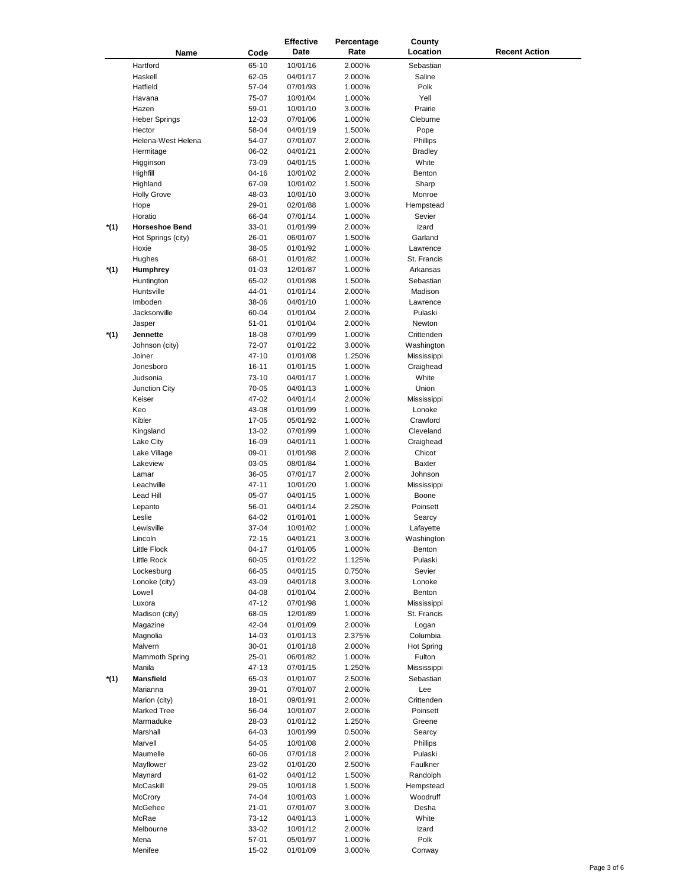| | Name | Code | Effective Date | Percentage Rate | County Location | Recent Action |
|---|---|---|---|---|---|---|
| | Hartford | 65-10 | 10/01/16 | 2.000% | Sebastian | |
| | Haskell | 62-05 | 04/01/17 | 2.000% | Saline | |
| | Hatfield | 57-04 | 07/01/93 | 1.000% | Polk | |
| | Havana | 75-07 | 10/01/04 | 1.000% | Yell | |
| | Hazen | 59-01 | 10/01/10 | 3.000% | Prairie | |
| | Heber Springs | 12-03 | 07/01/06 | 1.000% | Cleburne | |
| | Hector | 58-04 | 04/01/19 | 1.500% | Pope | |
| | Helena-West Helena | 54-07 | 07/01/07 | 2.000% | Phillips | |
| | Hermitage | 06-02 | 04/01/21 | 2.000% | Bradley | |
| | Higginson | 73-09 | 04/01/15 | 1.000% | White | |
| | Highfill | 04-16 | 10/01/02 | 2.000% | Benton | |
| | Highland | 67-09 | 10/01/02 | 1.500% | Sharp | |
| | Holly Grove | 48-03 | 10/01/10 | 3.000% | Monroe | |
| | Hope | 29-01 | 02/01/88 | 1.000% | Hempstead | |
| | Horatio | 66-04 | 07/01/14 | 1.000% | Sevier | |
| *(1) | **Horseshoe Bend** | 33-01 | 01/01/99 | 2.000% | Izard | |
| | Hot Springs (city) | 26-01 | 06/01/07 | 1.500% | Garland | |
| | Hoxie | 38-05 | 01/01/92 | 1.000% | Lawrence | |
| | Hughes | 68-01 | 01/01/82 | 1.000% | St. Francis | |
| *(1) | **Humphrey** | 01-03 | 12/01/87 | 1.000% | Arkansas | |
| | Huntington | 65-02 | 01/01/98 | 1.500% | Sebastian | |
| | Huntsville | 44-01 | 01/01/14 | 2.000% | Madison | |
| | Imboden | 38-06 | 04/01/10 | 1.000% | Lawrence | |
| | Jacksonville | 60-04 | 01/01/04 | 2.000% | Pulaski | |
| | Jasper | 51-01 | 01/01/04 | 2.000% | Newton | |
| *(1) | **Jennette** | 18-08 | 07/01/99 | 1.000% | Crittenden | |
| | Johnson (city) | 72-07 | 01/01/22 | 3.000% | Washington | |
| | Joiner | 47-10 | 01/01/08 | 1.250% | Mississippi | |
| | Jonesboro | 16-11 | 01/01/15 | 1.000% | Craighead | |
| | Judsonia | 73-10 | 04/01/17 | 1.000% | White | |
| | Junction City | 70-05 | 04/01/13 | 1.000% | Union | |
| | Keiser | 47-02 | 04/01/14 | 2.000% | Mississippi | |
| | Keo | 43-08 | 01/01/99 | 1.000% | Lonoke | |
| | Kibler | 17-05 | 05/01/92 | 1.000% | Crawford | |
| | Kingsland | 13-02 | 07/01/99 | 1.000% | Cleveland | |
| | Lake City | 16-09 | 04/01/11 | 1.000% | Craighead | |
| | Lake Village | 09-01 | 01/01/98 | 2.000% | Chicot | |
| | Lakeview | 03-05 | 08/01/84 | 1.000% | Baxter | |
| | Lamar | 36-05 | 07/01/17 | 2.000% | Johnson | |
| | Leachville | 47-11 | 10/01/20 | 1.000% | Mississippi | |
| | Lead Hill | 05-07 | 04/01/15 | 1.000% | Boone | |
| | Lepanto | 56-01 | 04/01/14 | 2.250% | Poinsett | |
| | Leslie | 64-02 | 01/01/01 | 1.000% | Searcy | |
| | Lewisville | 37-04 | 10/01/02 | 1.000% | Lafayette | |
| | Lincoln | 72-15 | 04/01/21 | 3.000% | Washington | |
| | Little Flock | 04-17 | 01/01/05 | 1.000% | Benton | |
| | Little Rock | 60-05 | 01/01/22 | 1.125% | Pulaski | |
| | Lockesburg | 66-05 | 04/01/15 | 0.750% | Sevier | |
| | Lonoke (city) | 43-09 | 04/01/18 | 3.000% | Lonoke | |
| | Lowell | 04-08 | 01/01/04 | 2.000% | Benton | |
| | Luxora | 47-12 | 07/01/98 | 1.000% | Mississippi | |
| | Madison (city) | 68-05 | 12/01/89 | 1.000% | St. Francis | |
| | Magazine | 42-04 | 01/01/09 | 2.000% | Logan | |
| | Magnolia | 14-03 | 01/01/13 | 2.375% | Columbia | |
| | Malvern | 30-01 | 01/01/18 | 2.000% | Hot Spring | |
| | Mammoth Spring | 25-01 | 06/01/82 | 1.000% | Fulton | |
| | Manila | 47-13 | 07/01/15 | 1.250% | Mississippi | |
| *(1) | **Mansfield** | 65-03 | 01/01/07 | 2.500% | Sebastian | |
| | Marianna | 39-01 | 07/01/07 | 2.000% | Lee | |
| | Marion (city) | 18-01 | 09/01/91 | 2.000% | Crittenden | |
| | Marked Tree | 56-04 | 10/01/07 | 2.000% | Poinsett | |
| | Marmaduke | 28-03 | 01/01/12 | 1.250% | Greene | |
| | Marshall | 64-03 | 10/01/99 | 0.500% | Searcy | |
| | Marvell | 54-05 | 10/01/08 | 2.000% | Phillips | |
| | Maumelle | 60-06 | 07/01/18 | 2.000% | Pulaski | |
| | Mayflower | 23-02 | 01/01/20 | 2.500% | Faulkner | |
| | Maynard | 61-02 | 04/01/12 | 1.500% | Randolph | |
| | McCaskill | 29-05 | 10/01/18 | 1.500% | Hempstead | |
| | McCrory | 74-04 | 10/01/03 | 1.000% | Woodruff | |
| | McGehee | 21-01 | 07/01/07 | 3.000% | Desha | |
| | McRae | 73-12 | 04/01/13 | 1.000% | White | |
| | Melbourne | 33-02 | 10/01/12 | 2.000% | Izard | |
| | Mena | 57-01 | 05/01/97 | 1.000% | Polk | |
| | Menifee | 15-02 | 01/01/09 | 3.000% | Conway | |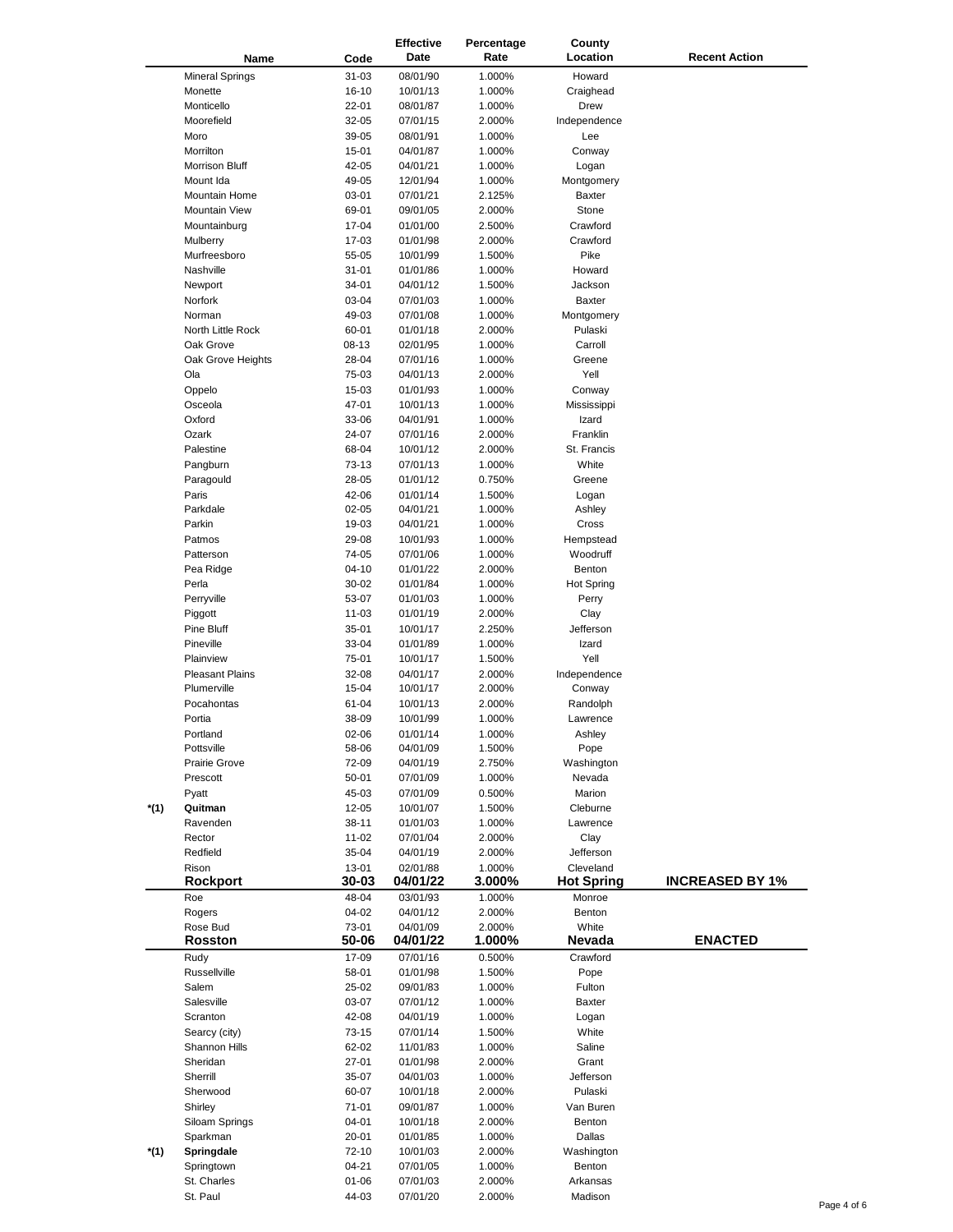| | Name | Code | Effective Date | Percentage Rate | County Location | Recent Action |
|---|---|---|---|---|---|---|
| | Mineral Springs | 31-03 | 08/01/90 | 1.000% | Howard | |
| | Monette | 16-10 | 10/01/13 | 1.000% | Craighead | |
| | Monticello | 22-01 | 08/01/87 | 1.000% | Drew | |
| | Moorefield | 32-05 | 07/01/15 | 2.000% | Independence | |
| | Moro | 39-05 | 08/01/91 | 1.000% | Lee | |
| | Morrilton | 15-01 | 04/01/87 | 1.000% | Conway | |
| | Morrison Bluff | 42-05 | 04/01/21 | 1.000% | Logan | |
| | Mount Ida | 49-05 | 12/01/94 | 1.000% | Montgomery | |
| | Mountain Home | 03-01 | 07/01/21 | 2.125% | Baxter | |
| | Mountain View | 69-01 | 09/01/05 | 2.000% | Stone | |
| | Mountainburg | 17-04 | 01/01/00 | 2.500% | Crawford | |
| | Mulberry | 17-03 | 01/01/98 | 2.000% | Crawford | |
| | Murfreesboro | 55-05 | 10/01/99 | 1.500% | Pike | |
| | Nashville | 31-01 | 01/01/86 | 1.000% | Howard | |
| | Newport | 34-01 | 04/01/12 | 1.500% | Jackson | |
| | Norfork | 03-04 | 07/01/03 | 1.000% | Baxter | |
| | Norman | 49-03 | 07/01/08 | 1.000% | Montgomery | |
| | North Little Rock | 60-01 | 01/01/18 | 2.000% | Pulaski | |
| | Oak Grove | 08-13 | 02/01/95 | 1.000% | Carroll | |
| | Oak Grove Heights | 28-04 | 07/01/16 | 1.000% | Greene | |
| | Ola | 75-03 | 04/01/13 | 2.000% | Yell | |
| | Oppelo | 15-03 | 01/01/93 | 1.000% | Conway | |
| | Osceola | 47-01 | 10/01/13 | 1.000% | Mississippi | |
| | Oxford | 33-06 | 04/01/91 | 1.000% | Izard | |
| | Ozark | 24-07 | 07/01/16 | 2.000% | Franklin | |
| | Palestine | 68-04 | 10/01/12 | 2.000% | St. Francis | |
| | Pangburn | 73-13 | 07/01/13 | 1.000% | White | |
| | Paragould | 28-05 | 01/01/12 | 0.750% | Greene | |
| | Paris | 42-06 | 01/01/14 | 1.500% | Logan | |
| | Parkdale | 02-05 | 04/01/21 | 1.000% | Ashley | |
| | Parkin | 19-03 | 04/01/21 | 1.000% | Cross | |
| | Patmos | 29-08 | 10/01/93 | 1.000% | Hempstead | |
| | Patterson | 74-05 | 07/01/06 | 1.000% | Woodruff | |
| | Pea Ridge | 04-10 | 01/01/22 | 2.000% | Benton | |
| | Perla | 30-02 | 01/01/84 | 1.000% | Hot Spring | |
| | Perryville | 53-07 | 01/01/03 | 1.000% | Perry | |
| | Piggott | 11-03 | 01/01/19 | 2.000% | Clay | |
| | Pine Bluff | 35-01 | 10/01/17 | 2.250% | Jefferson | |
| | Pineville | 33-04 | 01/01/89 | 1.000% | Izard | |
| | Plainview | 75-01 | 10/01/17 | 1.500% | Yell | |
| | Pleasant Plains | 32-08 | 04/01/17 | 2.000% | Independence | |
| | Plumerville | 15-04 | 10/01/17 | 2.000% | Conway | |
| | Pocahontas | 61-04 | 10/01/13 | 2.000% | Randolph | |
| | Portia | 38-09 | 10/01/99 | 1.000% | Lawrence | |
| | Portland | 02-06 | 01/01/14 | 1.000% | Ashley | |
| | Pottsville | 58-06 | 04/01/09 | 1.500% | Pope | |
| | Prairie Grove | 72-09 | 04/01/19 | 2.750% | Washington | |
| | Prescott | 50-01 | 07/01/09 | 1.000% | Nevada | |
| | Pyatt | 45-03 | 07/01/09 | 0.500% | Marion | |
| *(1) | **Quitman** | 12-05 | 10/01/07 | 1.500% | Cleburne | |
| | Ravenden | 38-11 | 01/01/03 | 1.000% | Lawrence | |
| | Rector | 11-02 | 07/01/04 | 2.000% | Clay | |
| | Redfield | 35-04 | 04/01/19 | 2.000% | Jefferson | |
| | Rison | 13-01 | 02/01/88 | 1.000% | Cleveland | |
| | **Rockport** | **30-03** | **04/01/22** | **3.000%** | **Hot Spring** | **INCREASED BY 1%** |
| | Roe | 48-04 | 03/01/93 | 1.000% | Monroe | |
| | Rogers | 04-02 | 04/01/12 | 2.000% | Benton | |
| | Rose Bud | 73-01 | 04/01/09 | 2.000% | White | |
| | **Rosston** | **50-06** | **04/01/22** | **1.000%** | **Nevada** | **ENACTED** |
| | Rudy | 17-09 | 07/01/16 | 0.500% | Crawford | |
| | Russellville | 58-01 | 01/01/98 | 1.500% | Pope | |
| | Salem | 25-02 | 09/01/83 | 1.000% | Fulton | |
| | Salesville | 03-07 | 07/01/12 | 1.000% | Baxter | |
| | Scranton | 42-08 | 04/01/19 | 1.000% | Logan | |
| | Searcy (city) | 73-15 | 07/01/14 | 1.500% | White | |
| | Shannon Hills | 62-02 | 11/01/83 | 1.000% | Saline | |
| | Sheridan | 27-01 | 01/01/98 | 2.000% | Grant | |
| | Sherrill | 35-07 | 04/01/03 | 1.000% | Jefferson | |
| | Sherwood | 60-07 | 10/01/18 | 2.000% | Pulaski | |
| | Shirley | 71-01 | 09/01/87 | 1.000% | Van Buren | |
| | Siloam Springs | 04-01 | 10/01/18 | 2.000% | Benton | |
| | Sparkman | 20-01 | 01/01/85 | 1.000% | Dallas | |
| *(1) | **Springdale** | 72-10 | 10/01/03 | 2.000% | Washington | |
| | Springtown | 04-21 | 07/01/05 | 1.000% | Benton | |
| | St. Charles | 01-06 | 07/01/03 | 2.000% | Arkansas | |
| | St. Paul | 44-03 | 07/01/20 | 2.000% | Madison | |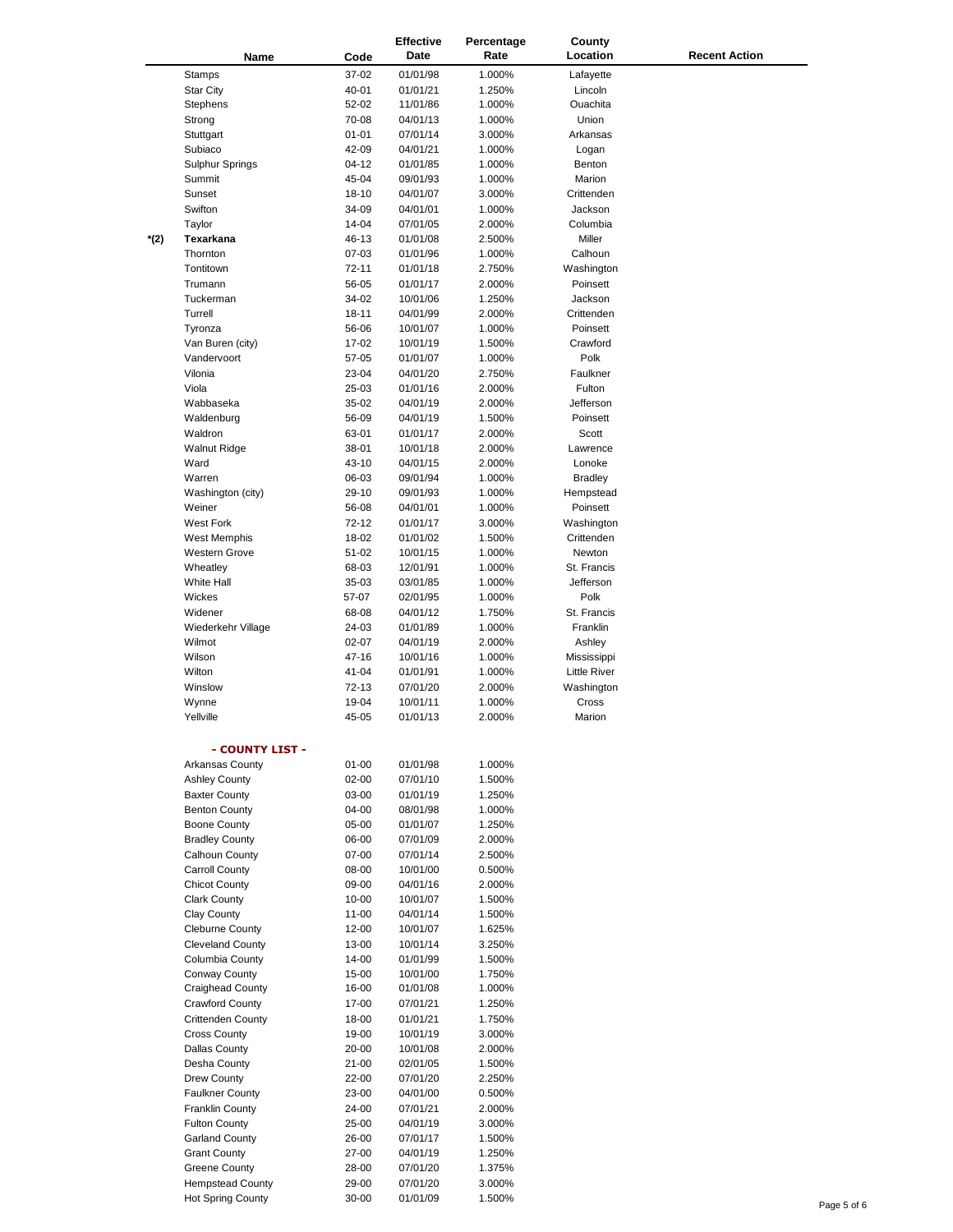| | Name | Code | Effective Date | Percentage Rate | County Location | Recent Action |
|---|---|---|---|---|---|---|
| | Stamps | 37-02 | 01/01/98 | 1.000% | Lafayette | |
| | Star City | 40-01 | 01/01/21 | 1.250% | Lincoln | |
| | Stephens | 52-02 | 11/01/86 | 1.000% | Ouachita | |
| | Strong | 70-08 | 04/01/13 | 1.000% | Union | |
| | Stuttgart | 01-01 | 07/01/14 | 3.000% | Arkansas | |
| | Subiaco | 42-09 | 04/01/21 | 1.000% | Logan | |
| | Sulphur Springs | 04-12 | 01/01/85 | 1.000% | Benton | |
| | Summit | 45-04 | 09/01/93 | 1.000% | Marion | |
| | Sunset | 18-10 | 04/01/07 | 3.000% | Crittenden | |
| | Swifton | 34-09 | 04/01/01 | 1.000% | Jackson | |
| | Taylor | 14-04 | 07/01/05 | 2.000% | Columbia | |
| *(2) | **Texarkana** | 46-13 | 01/01/08 | 2.500% | Miller | |
| | Thornton | 07-03 | 01/01/96 | 1.000% | Calhoun | |
| | Tontitown | 72-11 | 01/01/18 | 2.750% | Washington | |
| | Trumann | 56-05 | 01/01/17 | 2.000% | Poinsett | |
| | Tuckerman | 34-02 | 10/01/06 | 1.250% | Jackson | |
| | Turrell | 18-11 | 04/01/99 | 2.000% | Crittenden | |
| | Tyronza | 56-06 | 10/01/07 | 1.000% | Poinsett | |
| | Van Buren (city) | 17-02 | 10/01/19 | 1.500% | Crawford | |
| | Vandervoort | 57-05 | 01/01/07 | 1.000% | Polk | |
| | Vilonia | 23-04 | 04/01/20 | 2.750% | Faulkner | |
| | Viola | 25-03 | 01/01/16 | 2.000% | Fulton | |
| | Wabbaseka | 35-02 | 04/01/19 | 2.000% | Jefferson | |
| | Waldenburg | 56-09 | 04/01/19 | 1.500% | Poinsett | |
| | Waldron | 63-01 | 01/01/17 | 2.000% | Scott | |
| | Walnut Ridge | 38-01 | 10/01/18 | 2.000% | Lawrence | |
| | Ward | 43-10 | 04/01/15 | 2.000% | Lonoke | |
| | Warren | 06-03 | 09/01/94 | 1.000% | Bradley | |
| | Washington (city) | 29-10 | 09/01/93 | 1.000% | Hempstead | |
| | Weiner | 56-08 | 04/01/01 | 1.000% | Poinsett | |
| | West Fork | 72-12 | 01/01/17 | 3.000% | Washington | |
| | West Memphis | 18-02 | 01/01/02 | 1.500% | Crittenden | |
| | Western Grove | 51-02 | 10/01/15 | 1.000% | Newton | |
| | Wheatley | 68-03 | 12/01/91 | 1.000% | St. Francis | |
| | White Hall | 35-03 | 03/01/85 | 1.000% | Jefferson | |
| | Wickes | 57-07 | 02/01/95 | 1.000% | Polk | |
| | Widener | 68-08 | 04/01/12 | 1.750% | St. Francis | |
| | Wiederkehr Village | 24-03 | 01/01/89 | 1.000% | Franklin | |
| | Wilmot | 02-07 | 04/01/19 | 2.000% | Ashley | |
| | Wilson | 47-16 | 10/01/16 | 1.000% | Mississippi | |
| | Wilton | 41-04 | 01/01/91 | 1.000% | Little River | |
| | Winslow | 72-13 | 07/01/20 | 2.000% | Washington | |
| | Wynne | 19-04 | 10/01/11 | 1.000% | Cross | |
| | Yellville | 45-05 | 01/01/13 | 2.000% | Marion | |

**- COUNTY LIST -**

| Name | Code | Effective Date | Percentage Rate |
|---|---|---|---|
| Arkansas County | 01-00 | 01/01/98 | 1.000% |
| Ashley County | 02-00 | 07/01/10 | 1.500% |
| Baxter County | 03-00 | 01/01/19 | 1.250% |
| Benton County | 04-00 | 08/01/98 | 1.000% |
| Boone County | 05-00 | 01/01/07 | 1.250% |
| Bradley County | 06-00 | 07/01/09 | 2.000% |
| Calhoun County | 07-00 | 07/01/14 | 2.500% |
| Carroll County | 08-00 | 10/01/00 | 0.500% |
| Chicot County | 09-00 | 04/01/16 | 2.000% |
| Clark County | 10-00 | 10/01/07 | 1.500% |
| Clay County | 11-00 | 04/01/14 | 1.500% |
| Cleburne County | 12-00 | 10/01/07 | 1.625% |
| Cleveland County | 13-00 | 10/01/14 | 3.250% |
| Columbia County | 14-00 | 01/01/99 | 1.500% |
| Conway County | 15-00 | 10/01/00 | 1.750% |
| Craighead County | 16-00 | 01/01/08 | 1.000% |
| Crawford County | 17-00 | 07/01/21 | 1.250% |
| Crittenden County | 18-00 | 01/01/21 | 1.750% |
| Cross County | 19-00 | 10/01/19 | 3.000% |
| Dallas County | 20-00 | 10/01/08 | 2.000% |
| Desha County | 21-00 | 02/01/05 | 1.500% |
| Drew County | 22-00 | 07/01/20 | 2.250% |
| Faulkner County | 23-00 | 04/01/00 | 0.500% |
| Franklin County | 24-00 | 07/01/21 | 2.000% |
| Fulton County | 25-00 | 04/01/19 | 3.000% |
| Garland County | 26-00 | 07/01/17 | 1.500% |
| Grant County | 27-00 | 04/01/19 | 1.250% |
| Greene County | 28-00 | 07/01/20 | 1.375% |
| Hempstead County | 29-00 | 07/01/20 | 3.000% |
| Hot Spring County | 30-00 | 01/01/09 | 1.500% |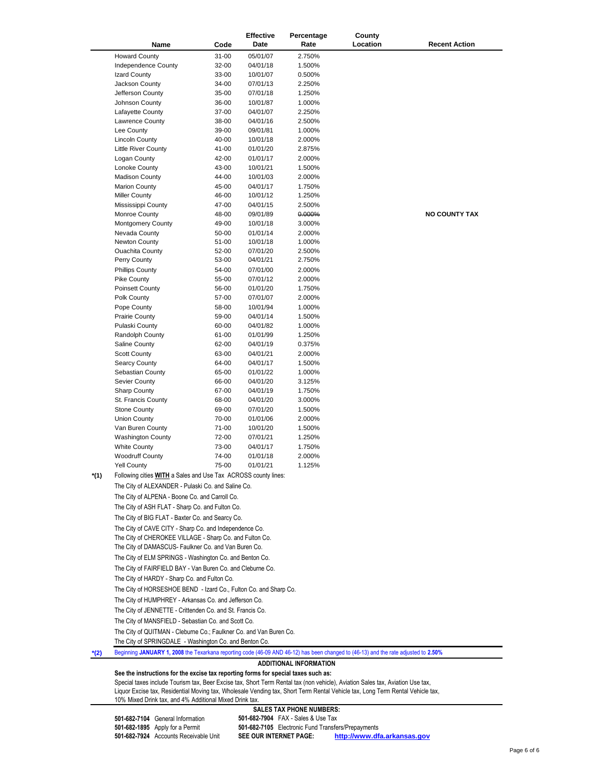| Name | Code | Effective Date | Percentage Rate | County Location | Recent Action |
|---|---|---|---|---|---|
| Howard County | 31-00 | 05/01/07 | 2.750% | | |
| Independence County | 32-00 | 04/01/18 | 1.500% | | |
| Izard County | 33-00 | 10/01/07 | 0.500% | | |
| Jackson County | 34-00 | 07/01/13 | 2.250% | | |
| Jefferson County | 35-00 | 07/01/18 | 1.250% | | |
| Johnson County | 36-00 | 10/01/87 | 1.000% | | |
| Lafayette County | 37-00 | 04/01/07 | 2.250% | | |
| Lawrence County | 38-00 | 04/01/16 | 2.500% | | |
| Lee County | 39-00 | 09/01/81 | 1.000% | | |
| Lincoln County | 40-00 | 10/01/18 | 2.000% | | |
| Little River County | 41-00 | 01/01/20 | 2.875% | | |
| Logan County | 42-00 | 01/01/17 | 2.000% | | |
| Lonoke County | 43-00 | 10/01/21 | 1.500% | | |
| Madison County | 44-00 | 10/01/03 | 2.000% | | |
| Marion County | 45-00 | 04/01/17 | 1.750% | | |
| Miller County | 46-00 | 10/01/12 | 1.250% | | |
| Mississippi County | 47-00 | 04/01/15 | 2.500% | | |
| Monroe County | 48-00 | 09/01/89 | ~~0.000%~~ | | **NO COUNTY TAX** |
| Montgomery County | 49-00 | 10/01/18 | 3.000% | | |
| Nevada County | 50-00 | 01/01/14 | 2.000% | | |
| Newton County | 51-00 | 10/01/18 | 1.000% | | |
| Ouachita County | 52-00 | 07/01/20 | 2.500% | | |
| Perry County | 53-00 | 04/01/21 | 2.750% | | |
| Phillips County | 54-00 | 07/01/00 | 2.000% | | |
| Pike County | 55-00 | 07/01/12 | 2.000% | | |
| Poinsett County | 56-00 | 01/01/20 | 1.750% | | |
| Polk County | 57-00 | 07/01/07 | 2.000% | | |
| Pope County | 58-00 | 10/01/94 | 1.000% | | |
| Prairie County | 59-00 | 04/01/14 | 1.500% | | |
| Pulaski County | 60-00 | 04/01/82 | 1.000% | | |
| Randolph County | 61-00 | 01/01/99 | 1.250% | | |
| Saline County | 62-00 | 04/01/19 | 0.375% | | |
| Scott County | 63-00 | 04/01/21 | 2.000% | | |
| Searcy County | 64-00 | 04/01/17 | 1.500% | | |
| Sebastian County | 65-00 | 01/01/22 | 1.000% | | |
| Sevier County | 66-00 | 04/01/20 | 3.125% | | |
| Sharp County | 67-00 | 04/01/19 | 1.750% | | |
| St. Francis County | 68-00 | 04/01/20 | 3.000% | | |
| Stone County | 69-00 | 07/01/20 | 1.500% | | |
| Union County | 70-00 | 01/01/06 | 2.000% | | |
| Van Buren County | 71-00 | 10/01/20 | 1.500% | | |
| Washington County | 72-00 | 07/01/21 | 1.250% | | |
| White County | 73-00 | 04/01/17 | 1.750% | | |
| Woodruff County | 74-00 | 01/01/18 | 2.000% | | |
| Yell County | 75-00 | 01/01/21 | 1.125% | | |

**\*(1)** Following cities **WITH** a Sales and Use Tax ACROSS county lines:

The City of ALEXANDER - Pulaski Co. and Saline Co.

The City of ALPENA - Boone Co. and Carroll Co.

The City of ASH FLAT - Sharp Co. and Fulton Co.

The City of BIG FLAT - Baxter Co. and Searcy Co.

The City of CAVE CITY - Sharp Co. and Independence Co.

The City of CHEROKEE VILLAGE - Sharp Co. and Fulton Co.

The City of DAMASCUS- Faulkner Co. and Van Buren Co.

The City of ELM SPRINGS - Washington Co. and Benton Co.

The City of FAIRFIELD BAY - Van Buren Co. and Cleburne Co.

The City of HARDY - Sharp Co. and Fulton Co.

The City of HORSESHOE BEND - Izard Co., Fulton Co. and Sharp Co.

The City of HUMPHREY - Arkansas Co. and Jefferson Co.

The City of JENNETTE - Crittenden Co. and St. Francis Co.

The City of MANSFIELD - Sebastian Co. and Scott Co.

The City of QUITMAN - Cleburne Co.; Faulkner Co. and Van Buren Co.

The City of SPRINGDALE - Washington Co. and Benton Co.

**\*(2)** Beginning **JANUARY 1, 2008** the Texarkana reporting code (46-09 AND 46-12) has been changed to (46-13) and the rate adjusted to **2.50%**

## ADDITIONAL INFORMATION

**See the instructions for the excise tax reporting forms for special taxes such as:**

Special taxes include Tourism tax, Beer Excise tax, Short Term Rental tax (non vehicle), Aviation Sales tax, Aviation Use tax, Liquor Excise tax, Residential Moving tax, Wholesale Vending tax, Short Term Rental Vehicle tax, Long Term Rental Vehicle tax, 10% Mixed Drink tax, and 4% Additional Mixed Drink tax.

## SALES TAX PHONE NUMBERS:

**501-682-7104** General Information
**501-682-1895** Apply for a Permit
**501-682-7924** Accounts Receivable Unit
**501-682-7904** FAX - Sales & Use Tax
**501-682-7105** Electronic Fund Transfers/Prepayments
**SEE OUR INTERNET PAGE:** **http://www.dfa.arkansas.gov**